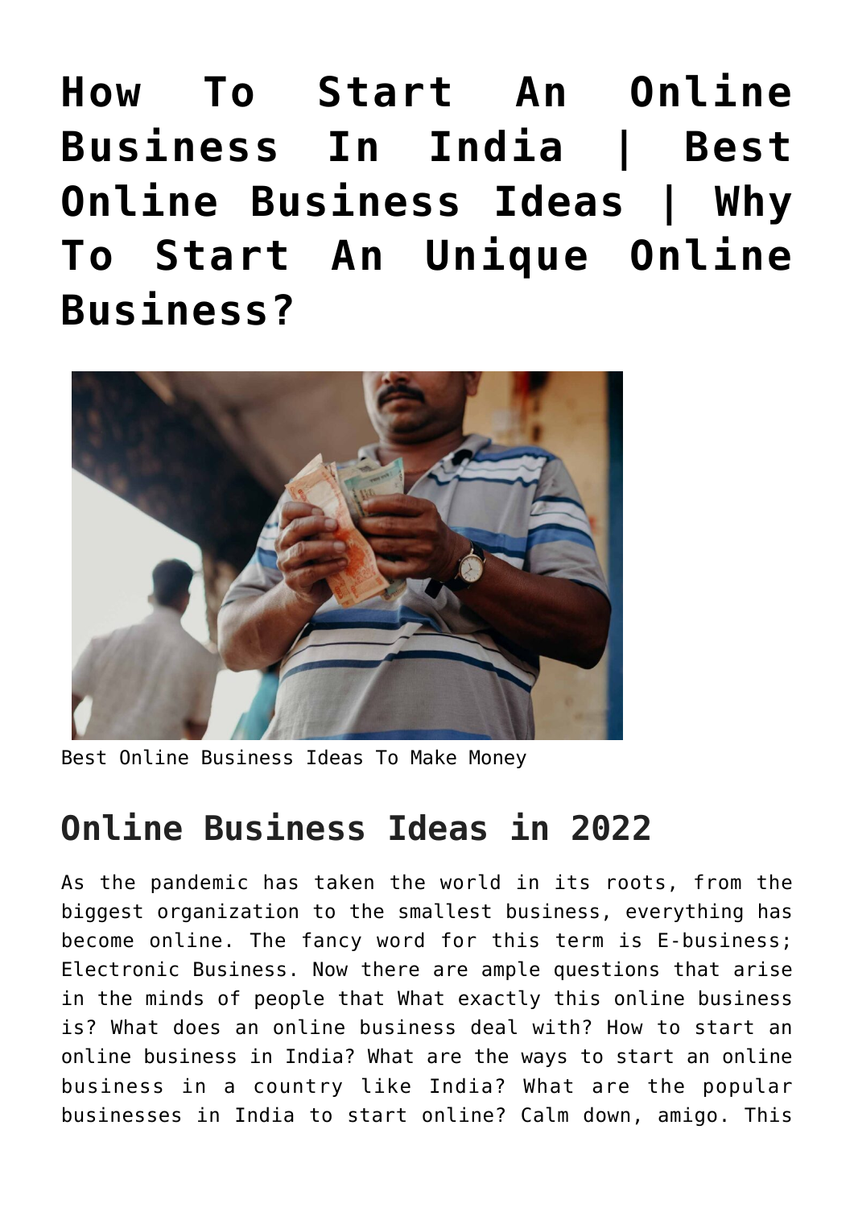# How To Start An Online Business In India | Best Online Business Ideas | Why To Start An Unique Online Business?

Best Online Business Ideas To Make Money

## Online Business Ideas in 2022

As the pandemic has taken the world in its roots, from the biggest organization to the smallest business, everything has become online. The fancy word for this term is E-business; Electronic Business. Now there are ample questions that arise in the minds of people that What exactly this online business is? What does an online business deal with? How to start an online business in India? What are the ways to start an online business in a country like India? What are the popular businesses in India to start online? Calm down, amigo. This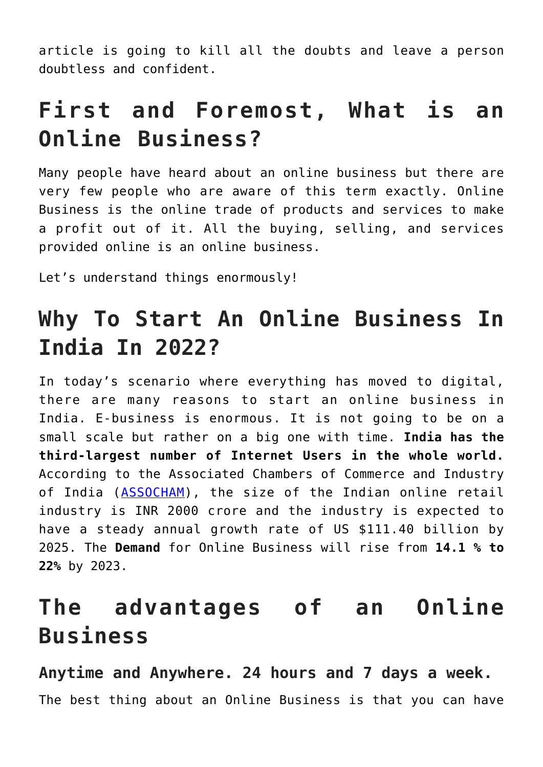article is going to kill all the doubts and leave a person doubtless and confident.

## First and Foremost, What is an Online Business?

Many people have heard about an online business but there are very few people who are aware of this term exactly. Online Business is the online trade of products and services to make a profit out of it. All the buying, selling, and services provided online is an online business.

Let's understand things enormously!

## Why To Start An Online Business In India In 2022?

In today's scenario where everything has moved to digital, there are many reasons to start an online business in India. E-business is enormous. It is not going to be on a small scale but rather on a big one with time. **India has the third-largest number of Internet Users in the whole world.** According to the Associated Chambers of Commerce and Industry of India (ASSOCHAM), the size of the Indian online retail industry is INR 2000 crore and the industry is expected to have a steady annual growth rate of US $111.40 billion by 2025. The **Demand** for Online Business will rise from **14.1 % to 22%** by 2023.

## The advantages of an Online Business

### Anytime and Anywhere. 24 hours and 7 days a week.

The best thing about an Online Business is that you can have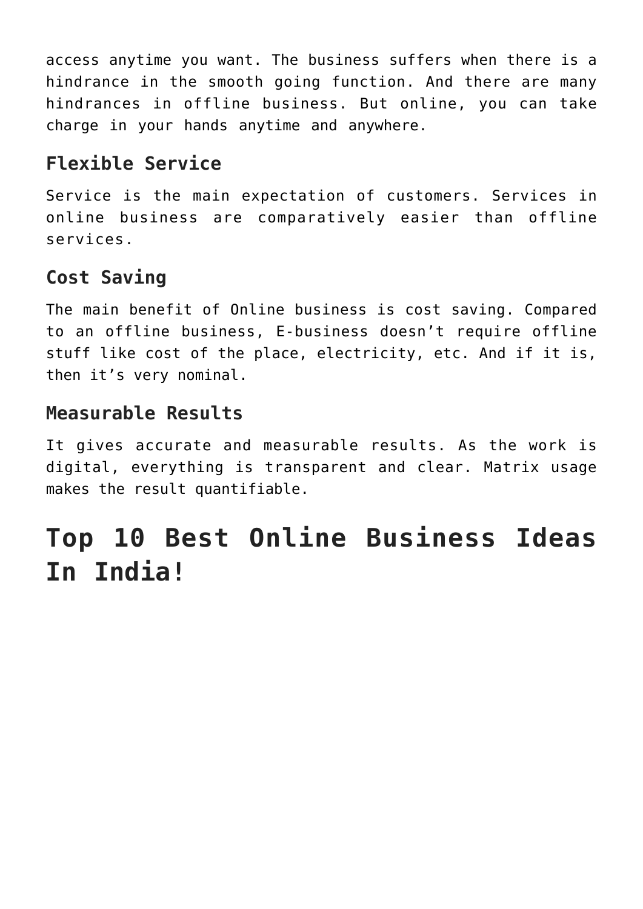access anytime you want. The business suffers when there is a hindrance in the smooth going function. And there are many hindrances in offline business. But online, you can take charge in your hands anytime and anywhere.

### Flexible Service

Service is the main expectation of customers. Services in online business are comparatively easier than offline services.

### Cost Saving

The main benefit of Online business is cost saving. Compared to an offline business, E-business doesn't require offline stuff like cost of the place, electricity, etc. And if it is, then it's very nominal.

### Measurable Results

It gives accurate and measurable results. As the work is digital, everything is transparent and clear. Matrix usage makes the result quantifiable.

## Top 10 Best Online Business Ideas In India!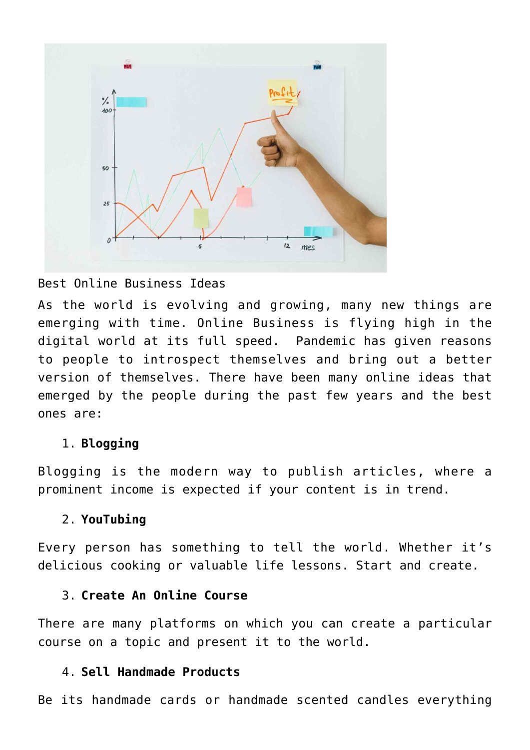Best Online Business Ideas

As the world is evolving and growing, many new things are emerging with time. Online Business is flying high in the digital world at its full speed. Pandemic has given reasons to people to introspect themselves and bring out a better version of themselves. There have been many online ideas that emerged by the people during the past few years and the best ones are:

1. **Blogging**

Blogging is the modern way to publish articles, where a prominent income is expected if your content is in trend.

2. **YouTubing**

Every person has something to tell the world. Whether it's delicious cooking or valuable life lessons. Start and create.

3. **Create An Online Course**

There are many platforms on which you can create a particular course on a topic and present it to the world.

4. **Sell Handmade Products**

Be its handmade cards or handmade scented candles everything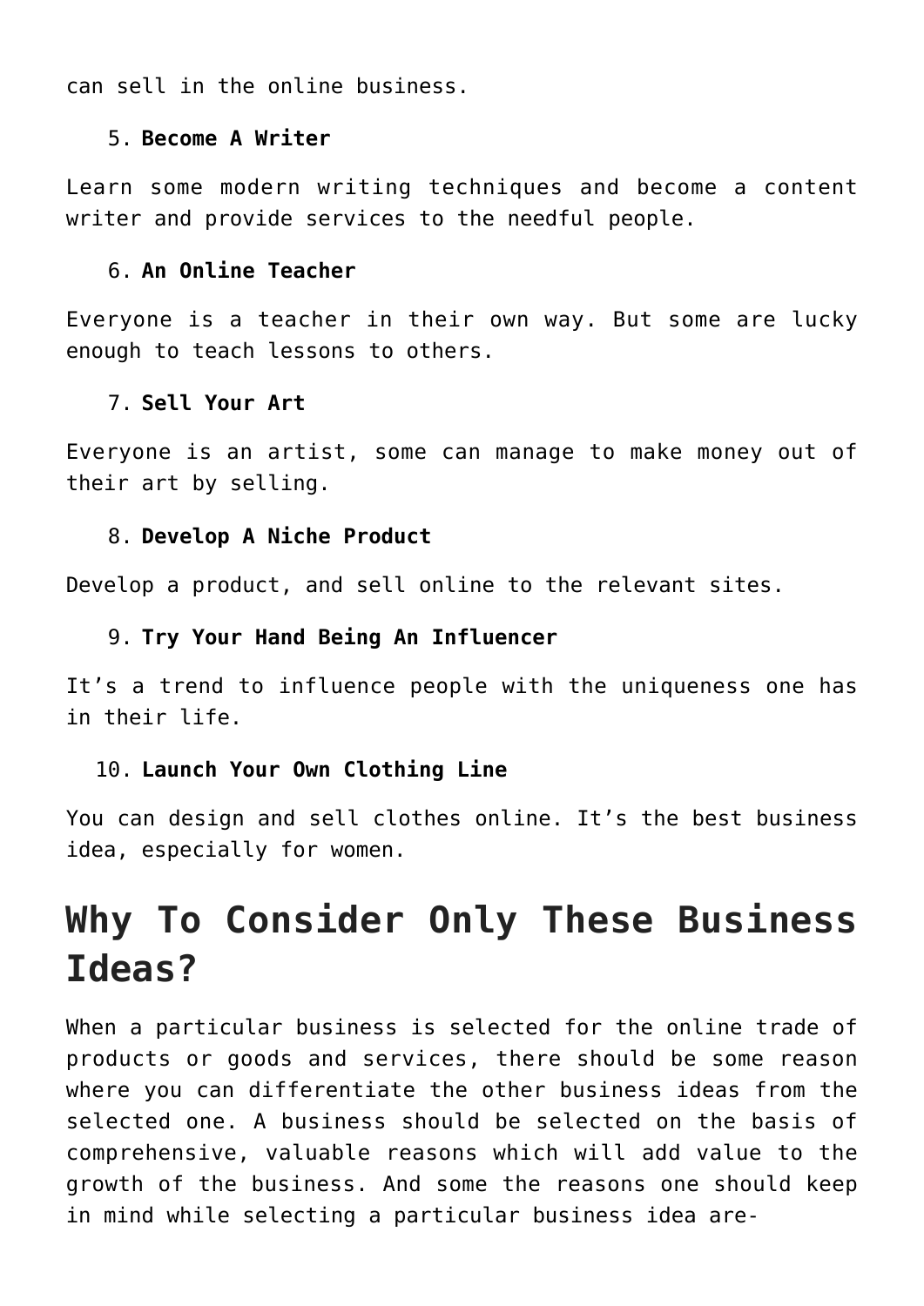can sell in the online business.

5. **Become A Writer**

Learn some modern writing techniques and become a content writer and provide services to the needful people.

6. **An Online Teacher**

Everyone is a teacher in their own way. But some are lucky enough to teach lessons to others.

7. **Sell Your Art**

Everyone is an artist, some can manage to make money out of their art by selling.

8. **Develop A Niche Product**

Develop a product, and sell online to the relevant sites.

9. **Try Your Hand Being An Influencer**

It's a trend to influence people with the uniqueness one has in their life.

10. **Launch Your Own Clothing Line**

You can design and sell clothes online. It's the best business idea, especially for women.

# Why To Consider Only These Business Ideas?

When a particular business is selected for the online trade of products or goods and services, there should be some reason where you can differentiate the other business ideas from the selected one. A business should be selected on the basis of comprehensive, valuable reasons which will add value to the growth of the business. And some the reasons one should keep in mind while selecting a particular business idea are-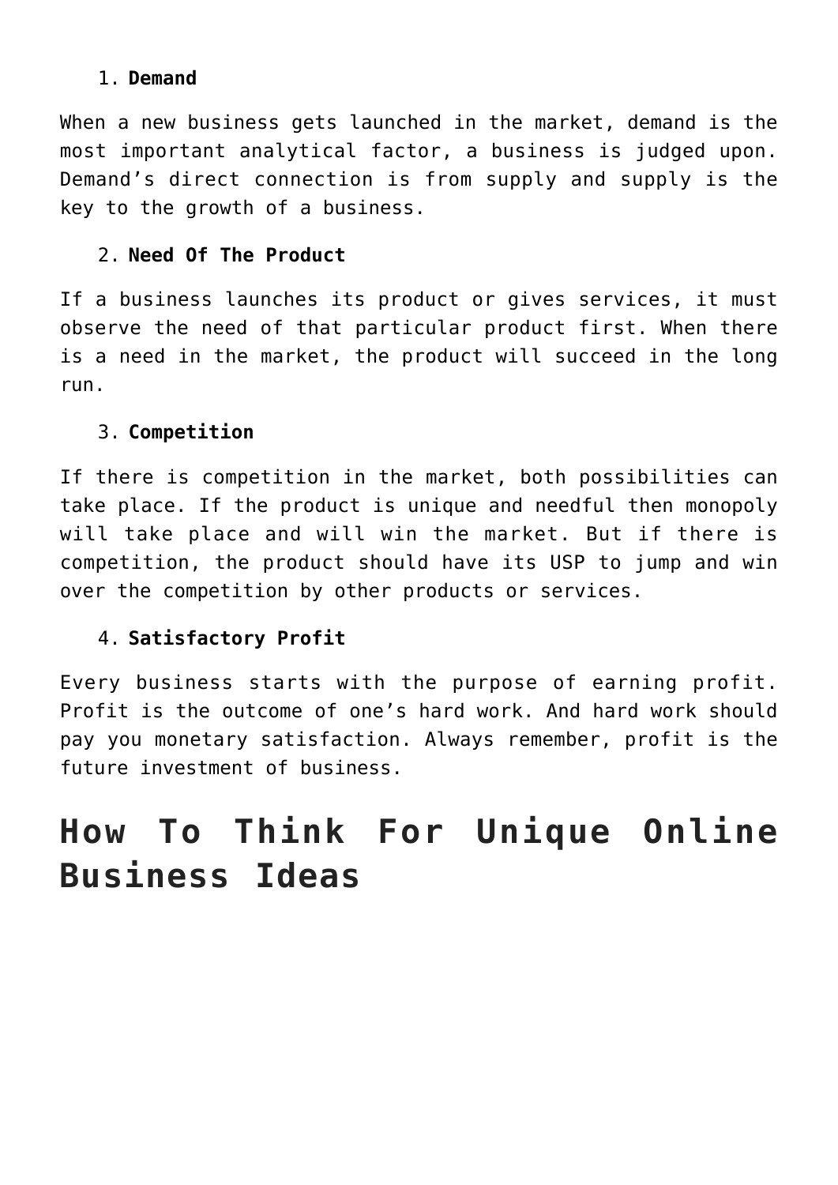1. **Demand**

When a new business gets launched in the market, demand is the most important analytical factor, a business is judged upon. Demand's direct connection is from supply and supply is the key to the growth of a business.

2. **Need Of The Product**

If a business launches its product or gives services, it must observe the need of that particular product first. When there is a need in the market, the product will succeed in the long run.

3. **Competition**

If there is competition in the market, both possibilities can take place. If the product is unique and needful then monopoly will take place and will win the market. But if there is competition, the product should have its USP to jump and win over the competition by other products or services.

4. **Satisfactory Profit**

Every business starts with the purpose of earning profit. Profit is the outcome of one's hard work. And hard work should pay you monetary satisfaction. Always remember, profit is the future investment of business.

## How To Think For Unique Online Business Ideas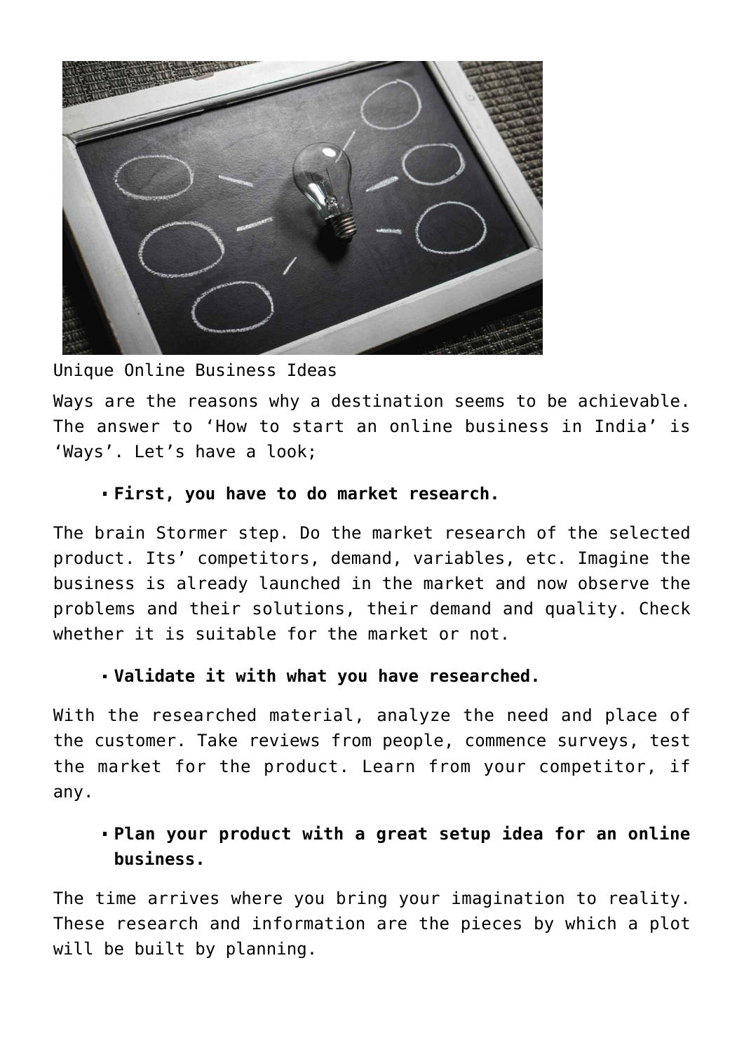Unique Online Business Ideas

Ways are the reasons why a destination seems to be achievable. The answer to 'How to start an online business in India' is 'Ways'. Let's have a look;

- **First, you have to do market research.**

The brain Stormer step. Do the market research of the selected product. Its' competitors, demand, variables, etc. Imagine the business is already launched in the market and now observe the problems and their solutions, their demand and quality. Check whether it is suitable for the market or not.

- **Validate it with what you have researched.**

With the researched material, analyze the need and place of the customer. Take reviews from people, commence surveys, test the market for the product. Learn from your competitor, if any.

- **Plan your product with a great setup idea for an online business.**

The time arrives where you bring your imagination to reality. These research and information are the pieces by which a plot will be built by planning.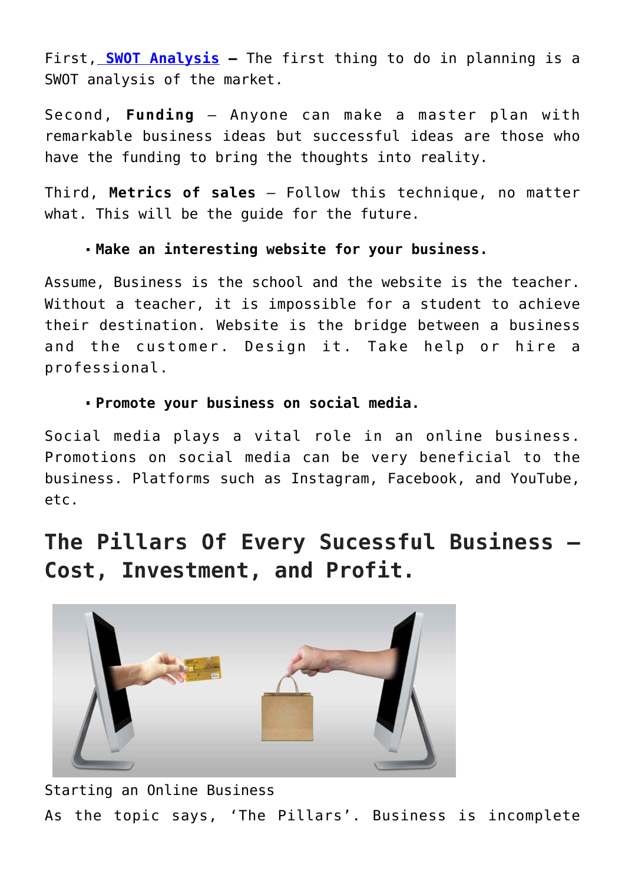First, [SWOT Analysis](#) **–** The first thing to do in planning is a SWOT analysis of the market.

Second, **Funding** – Anyone can make a master plan with remarkable business ideas but successful ideas are those who have the funding to bring the thoughts into reality.

Third, **Metrics of sales** – Follow this technique, no matter what. This will be the guide for the future.

- **Make an interesting website for your business.**

Assume, Business is the school and the website is the teacher. Without a teacher, it is impossible for a student to achieve their destination. Website is the bridge between a business and the customer. Design it. Take help or hire a professional.

- **Promote your business on social media.**

Social media plays a vital role in an online business. Promotions on social media can be very beneficial to the business. Platforms such as Instagram, Facebook, and YouTube, etc.

## The Pillars Of Every Sucessful Business – Cost, Investment, and Profit.

Starting an Online Business

As the topic says, 'The Pillars'. Business is incomplete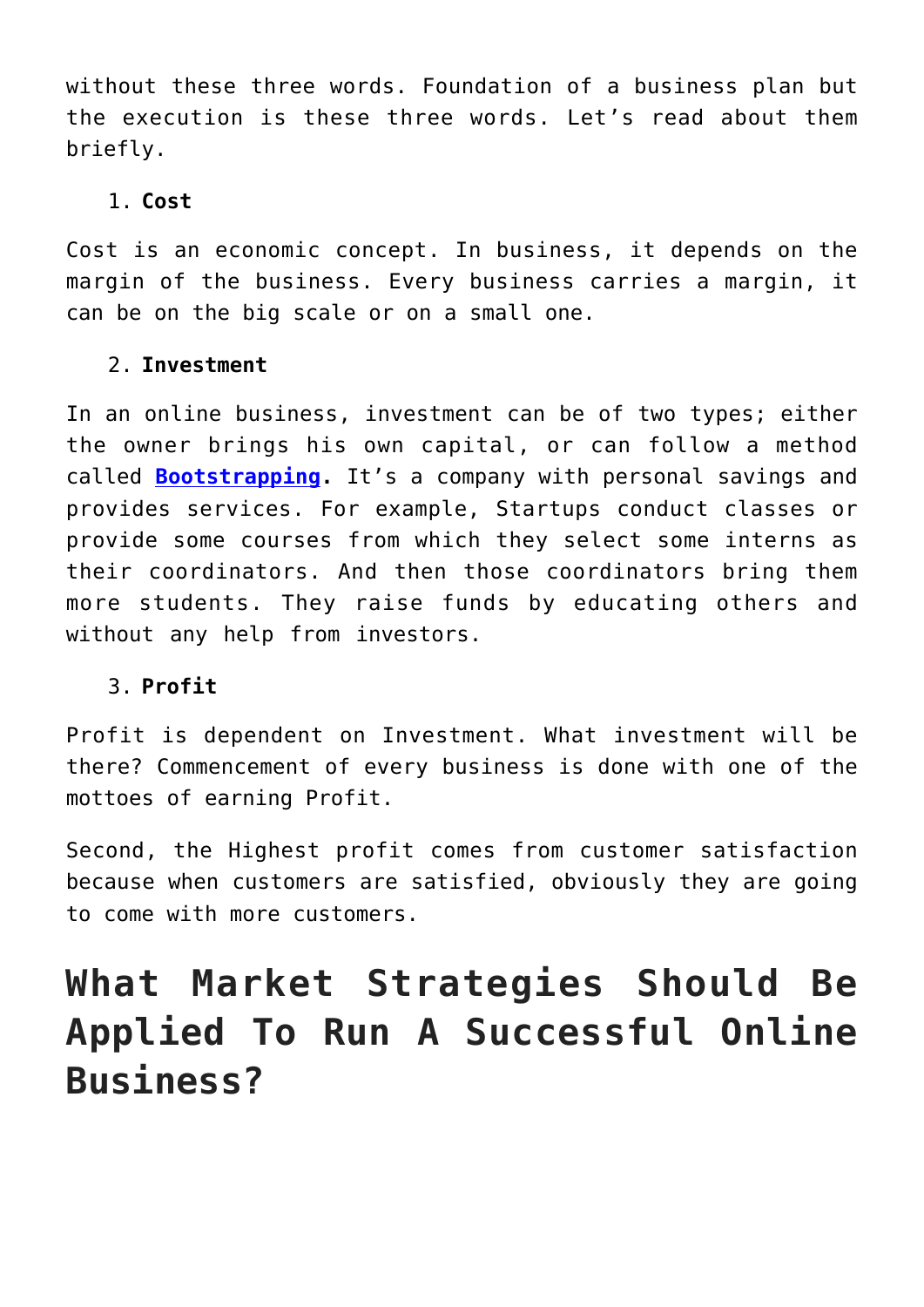without these three words. Foundation of a business plan but the execution is these three words. Let's read about them briefly.

1. **Cost**

Cost is an economic concept. In business, it depends on the margin of the business. Every business carries a margin, it can be on the big scale or on a small one.

2. **Investment**

In an online business, investment can be of two types; either the owner brings his own capital, or can follow a method called **Bootstrapping.** It's a company with personal savings and provides services. For example, Startups conduct classes or provide some courses from which they select some interns as their coordinators. And then those coordinators bring them more students. They raise funds by educating others and without any help from investors.

3. **Profit**

Profit is dependent on Investment. What investment will be there? Commencement of every business is done with one of the mottoes of earning Profit.

Second, the Highest profit comes from customer satisfaction because when customers are satisfied, obviously they are going to come with more customers.

## What Market Strategies Should Be Applied To Run A Successful Online Business?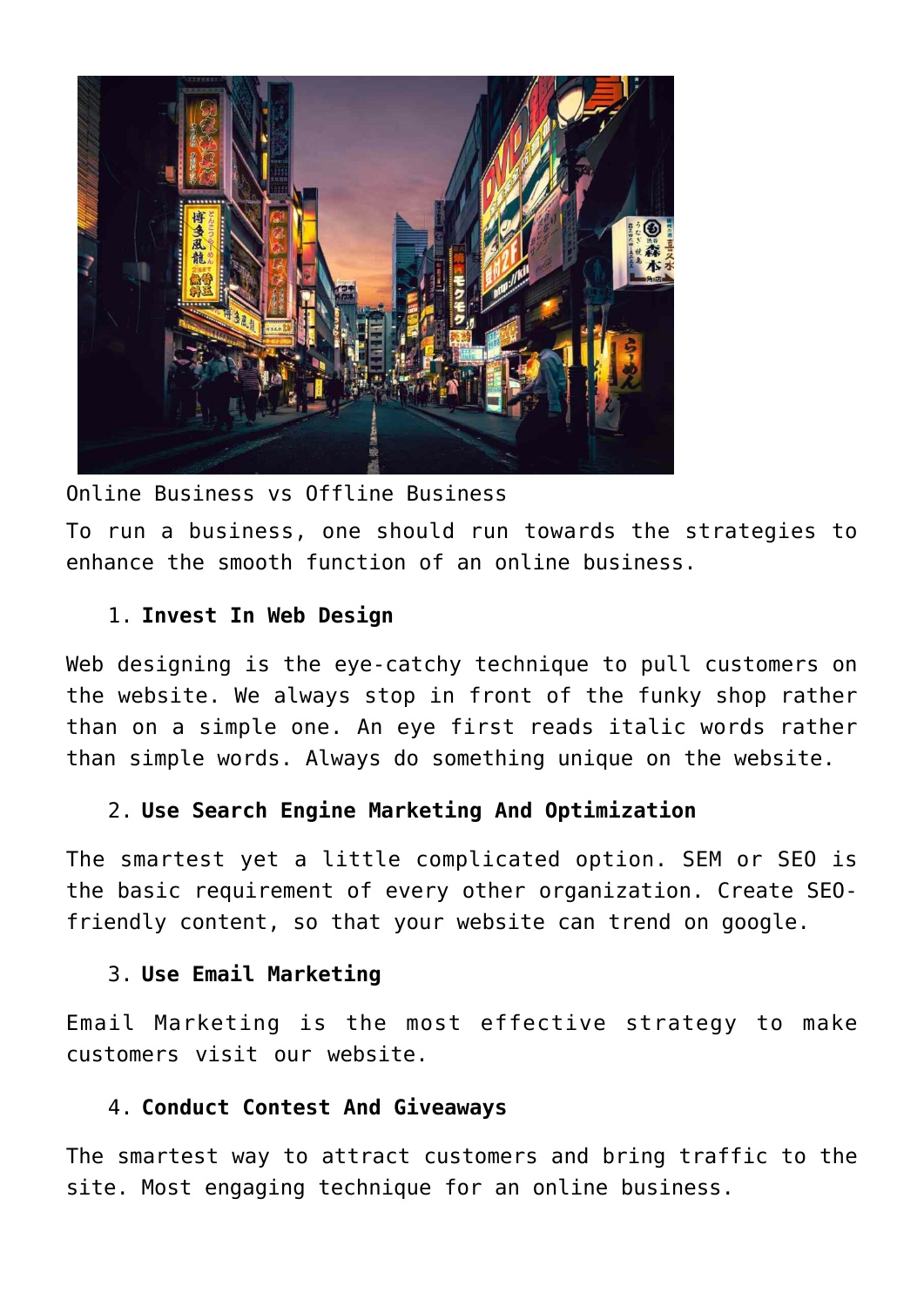Online Business vs Offline Business

To run a business, one should run towards the strategies to enhance the smooth function of an online business.

1. **Invest In Web Design**

Web designing is the eye-catchy technique to pull customers on the website. We always stop in front of the funky shop rather than on a simple one. An eye first reads italic words rather than simple words. Always do something unique on the website.

2. **Use Search Engine Marketing And Optimization**

The smartest yet a little complicated option. SEM or SEO is the basic requirement of every other organization. Create SEO-friendly content, so that your website can trend on google.

3. **Use Email Marketing**

Email Marketing is the most effective strategy to make customers visit our website.

4. **Conduct Contest And Giveaways**

The smartest way to attract customers and bring traffic to the site. Most engaging technique for an online business.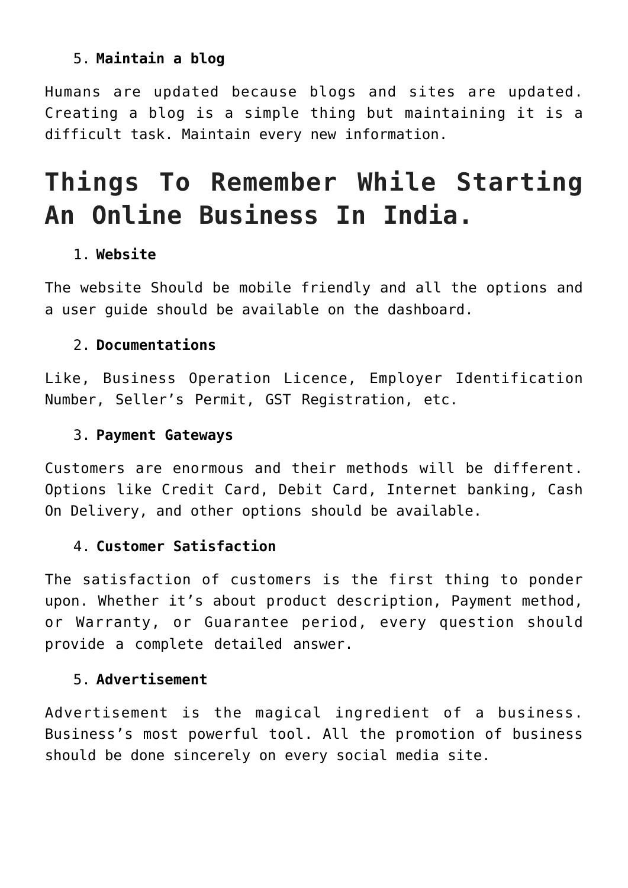5. **Maintain a blog**

Humans are updated because blogs and sites are updated. Creating a blog is a simple thing but maintaining it is a difficult task. Maintain every new information.

# Things To Remember While Starting An Online Business In India.

1. **Website**

The website Should be mobile friendly and all the options and a user guide should be available on the dashboard.

2. **Documentations**

Like, Business Operation Licence, Employer Identification Number, Seller's Permit, GST Registration, etc.

3. **Payment Gateways**

Customers are enormous and their methods will be different. Options like Credit Card, Debit Card, Internet banking, Cash On Delivery, and other options should be available.

4. **Customer Satisfaction**

The satisfaction of customers is the first thing to ponder upon. Whether it's about product description, Payment method, or Warranty, or Guarantee period, every question should provide a complete detailed answer.

5. **Advertisement**

Advertisement is the magical ingredient of a business. Business's most powerful tool. All the promotion of business should be done sincerely on every social media site.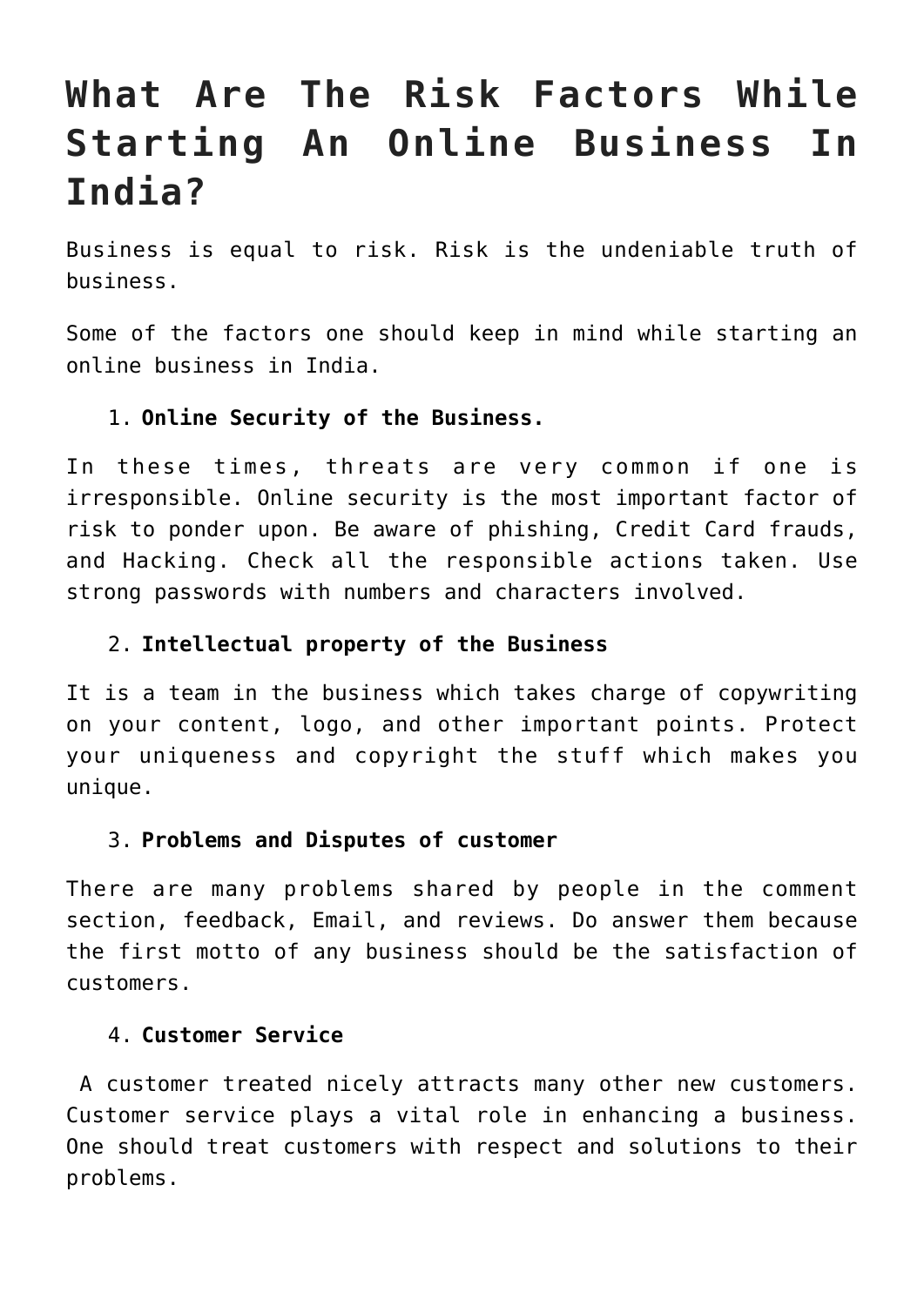# What Are The Risk Factors While Starting An Online Business In India?

Business is equal to risk. Risk is the undeniable truth of business.

Some of the factors one should keep in mind while starting an online business in India.

1. **Online Security of the Business.**

In these times, threats are very common if one is irresponsible. Online security is the most important factor of risk to ponder upon. Be aware of phishing, Credit Card frauds, and Hacking. Check all the responsible actions taken. Use strong passwords with numbers and characters involved.

2. **Intellectual property of the Business**

It is a team in the business which takes charge of copywriting on your content, logo, and other important points. Protect your uniqueness and copyright the stuff which makes you unique.

3. **Problems and Disputes of customer**

There are many problems shared by people in the comment section, feedback, Email, and reviews. Do answer them because the first motto of any business should be the satisfaction of customers.

4. **Customer Service**

A customer treated nicely attracts many other new customers. Customer service plays a vital role in enhancing a business. One should treat customers with respect and solutions to their problems.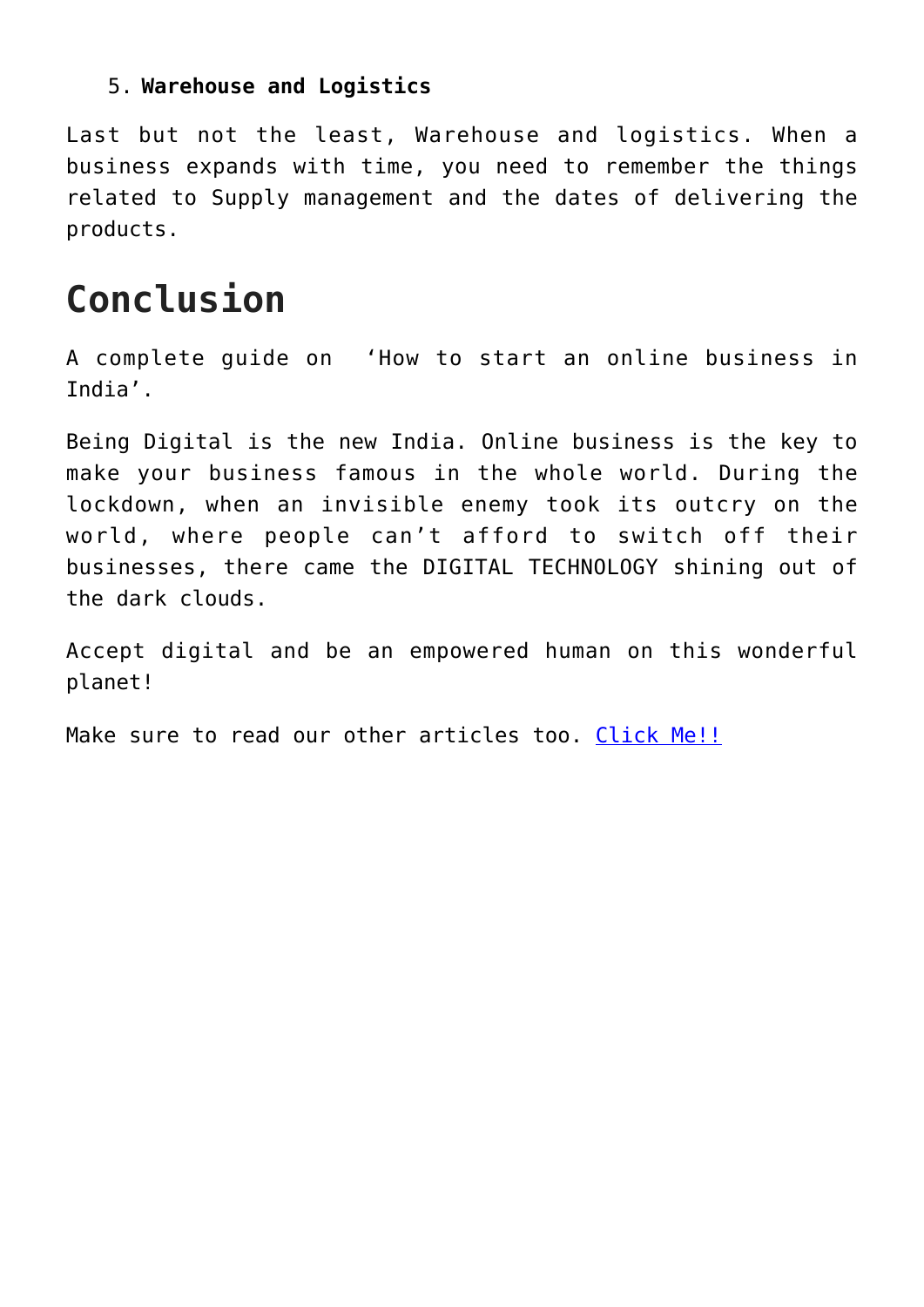5. **Warehouse and Logistics**

Last but not the least, Warehouse and logistics. When a business expands with time, you need to remember the things related to Supply management and the dates of delivering the products.

# Conclusion

A complete guide on  ‘How to start an online business in India’.

Being Digital is the new India. Online business is the key to make your business famous in the whole world. During the lockdown, when an invisible enemy took its outcry on the world, where people can’t afford to switch off their businesses, there came the DIGITAL TECHNOLOGY shining out of the dark clouds.

Accept digital and be an empowered human on this wonderful planet!

Make sure to read our other articles too. Click Me!!